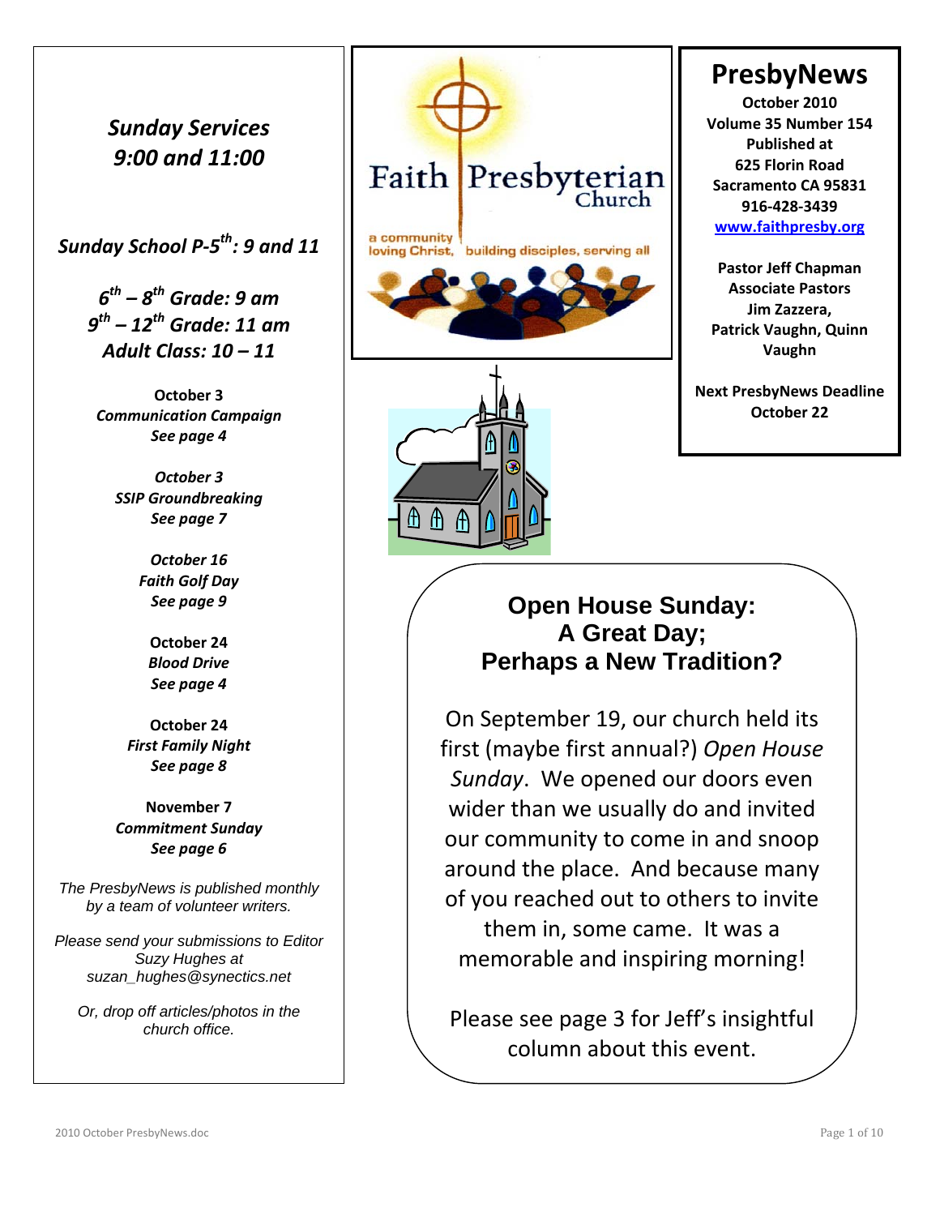# PresbyNews

**October 2010**
**Volume 35 Number 154**
**Published at**
**625 Florin Road**
**Sacramento CA 95831**
**916-428-3439**
**[www.faithpresby.org](http://www.faithpresby.org)**

**Pastor Jeff Chapman**
**Associate Pastors**
**Jim Zazzera,**
**Patrick Vaughn, Quinn Vaughn**

**Next PresbyNews Deadline**
**October 22**

Faith Presbyterian Church

a community loving Christ, building disciples, serving all

## *Sunday Services 9:00 and 11:00*

***Sunday School P-5th: 9 and 11***

***6th – 8th Grade: 9 am***
***9th – 12th Grade: 11 am***
***Adult Class: 10 – 11***

**October 3**
***Communication Campaign***
***See page 4***

***October 3***
***SSIP Groundbreaking***
***See page 7***

***October 16***
***Faith Golf Day***
***See page 9***

**October 24**
***Blood Drive***
***See page 4***

**October 24**
***First Family Night***
***See page 8***

**November 7**
***Commitment Sunday***
***See page 6***

*The PresbyNews is published monthly by a team of volunteer writers.*

*Please send your submissions to Editor Suzy Hughes at suzan_hughes@synectics.net*

*Or, drop off articles/photos in the church office.*

## Open House Sunday: A Great Day; Perhaps a New Tradition?

On September 19, our church held its first (maybe first annual?) *Open House Sunday*. We opened our doors even wider than we usually do and invited our community to come in and snoop around the place. And because many of you reached out to others to invite them in, some came. It was a memorable and inspiring morning!

Please see page 3 for Jeff's insightful column about this event.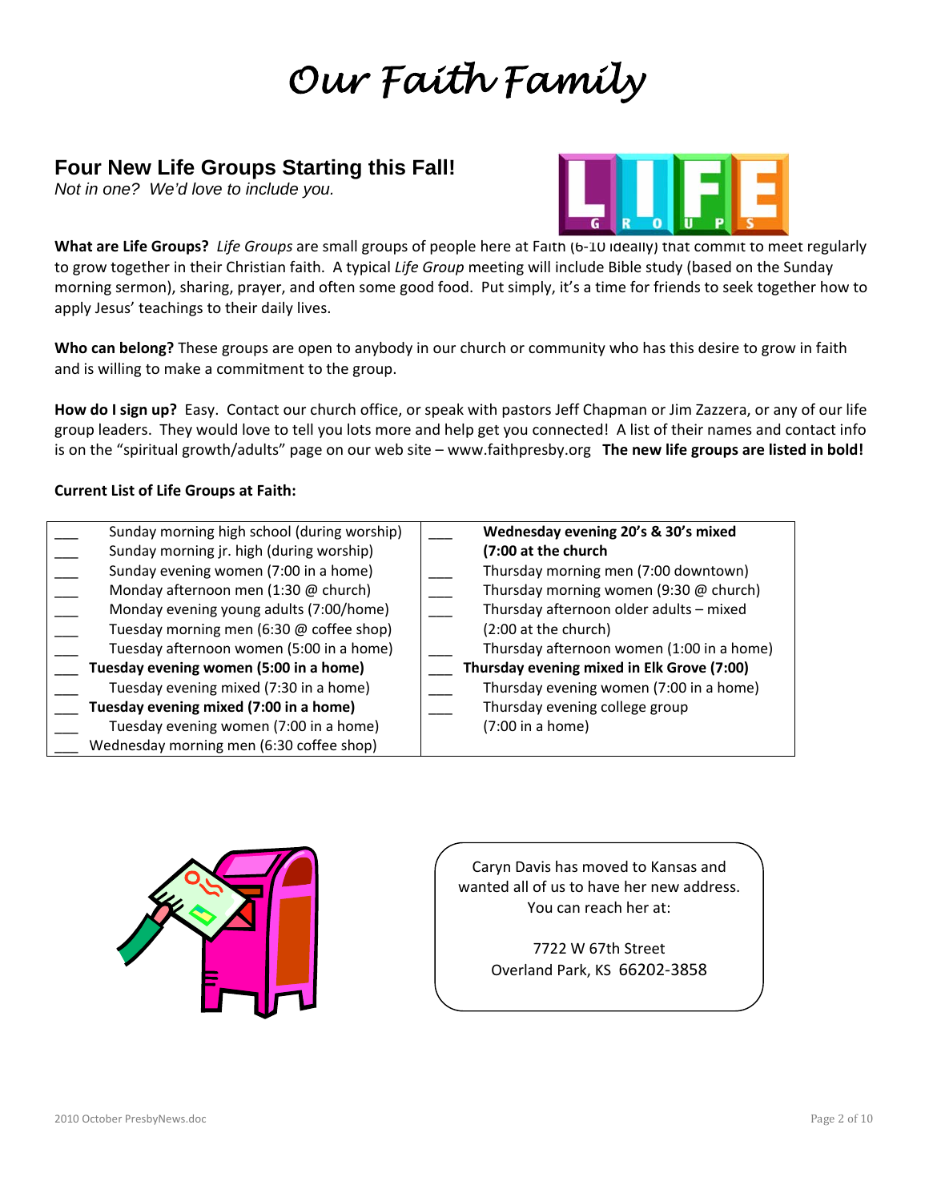# Our Faith Family

## Four New Life Groups Starting this Fall!

*Not in one? We'd love to include you.*

**What are Life Groups?** *Life Groups* are small groups of people here at Faith (6-10 ideally) that commit to meet regularly to grow together in their Christian faith. A typical *Life Group* meeting will include Bible study (based on the Sunday morning sermon), sharing, prayer, and often some good food. Put simply, it's a time for friends to seek together how to apply Jesus' teachings to their daily lives.

**Who can belong?** These groups are open to anybody in our church or community who has this desire to grow in faith and is willing to make a commitment to the group.

**How do I sign up?** Easy. Contact our church office, or speak with pastors Jeff Chapman or Jim Zazzera, or any of our life group leaders. They would love to tell you lots more and help get you connected! A list of their names and contact info is on the "spiritual growth/adults" page on our web site – www.faithpresby.org **The new life groups are listed in bold!**

**Current List of Life Groups at Faith:**

- ___ Sunday morning high school (during worship)
- ___ Sunday morning jr. high (during worship)
- ___ Sunday evening women (7:00 in a home)
- ___ Monday afternoon men (1:30 @ church)
- ___ Monday evening young adults (7:00/home)
- ___ Tuesday morning men (6:30 @ coffee shop)
- ___ Tuesday afternoon women (5:00 in a home)
- ___ **Tuesday evening women (5:00 in a home)**
- ___ Tuesday evening mixed (7:30 in a home)
- ___ **Tuesday evening mixed (7:00 in a home)**
- ___ Tuesday evening women (7:00 in a home)
- ___ Wednesday morning men (6:30 coffee shop)
- ___ **Wednesday evening 20's & 30's mixed (7:00 at the church**
- ___ Thursday morning men (7:00 downtown)
- ___ Thursday morning women (9:30 @ church)
- ___ Thursday afternoon older adults – mixed (2:00 at the church)
- ___ Thursday afternoon women (1:00 in a home)
- ___ **Thursday evening mixed in Elk Grove (7:00)**
- ___ Thursday evening women (7:00 in a home)
- ___ Thursday evening college group (7:00 in a home)

Caryn Davis has moved to Kansas and wanted all of us to have her new address. You can reach her at:

7722 W 67th Street
Overland Park, KS 66202-3858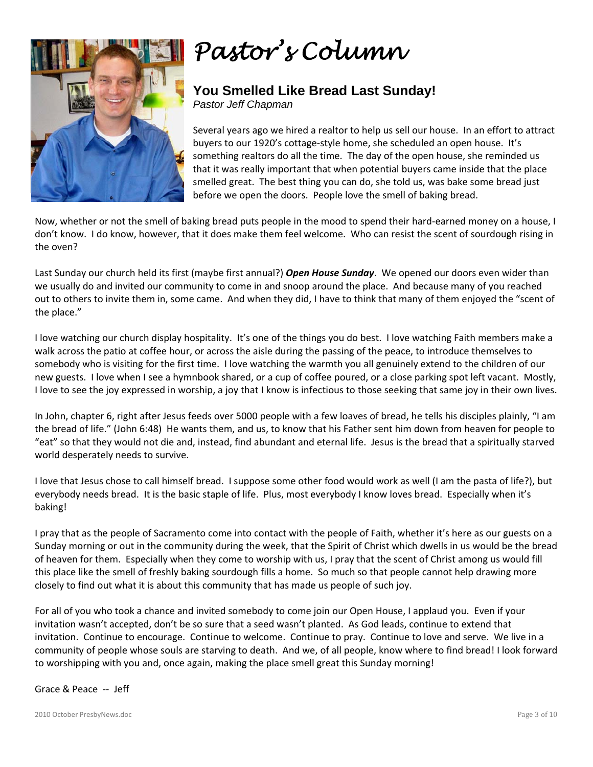# Pastor's Column

## You Smelled Like Bread Last Sunday!

*Pastor Jeff Chapman*

Several years ago we hired a realtor to help us sell our house. In an effort to attract buyers to our 1920's cottage-style home, she scheduled an open house. It's something realtors do all the time. The day of the open house, she reminded us that it was really important that when potential buyers came inside that the place smelled great. The best thing you can do, she told us, was bake some bread just before we open the doors. People love the smell of baking bread.

Now, whether or not the smell of baking bread puts people in the mood to spend their hard-earned money on a house, I don't know. I do know, however, that it does make them feel welcome. Who can resist the scent of sourdough rising in the oven?

Last Sunday our church held its first (maybe first annual?) ***Open House Sunday***. We opened our doors even wider than we usually do and invited our community to come in and snoop around the place. And because many of you reached out to others to invite them in, some came. And when they did, I have to think that many of them enjoyed the "scent of the place."

I love watching our church display hospitality. It's one of the things you do best. I love watching Faith members make a walk across the patio at coffee hour, or across the aisle during the passing of the peace, to introduce themselves to somebody who is visiting for the first time. I love watching the warmth you all genuinely extend to the children of our new guests. I love when I see a hymnbook shared, or a cup of coffee poured, or a close parking spot left vacant. Mostly, I love to see the joy expressed in worship, a joy that I know is infectious to those seeking that same joy in their own lives.

In John, chapter 6, right after Jesus feeds over 5000 people with a few loaves of bread, he tells his disciples plainly, "I am the bread of life." (John 6:48) He wants them, and us, to know that his Father sent him down from heaven for people to "eat" so that they would not die and, instead, find abundant and eternal life. Jesus is the bread that a spiritually starved world desperately needs to survive.

I love that Jesus chose to call himself bread. I suppose some other food would work as well (I am the pasta of life?), but everybody needs bread. It is the basic staple of life. Plus, most everybody I know loves bread. Especially when it's baking!

I pray that as the people of Sacramento come into contact with the people of Faith, whether it's here as our guests on a Sunday morning or out in the community during the week, that the Spirit of Christ which dwells in us would be the bread of heaven for them. Especially when they come to worship with us, I pray that the scent of Christ among us would fill this place like the smell of freshly baking sourdough fills a home. So much so that people cannot help drawing more closely to find out what it is about this community that has made us people of such joy.

For all of you who took a chance and invited somebody to come join our Open House, I applaud you. Even if your invitation wasn't accepted, don't be so sure that a seed wasn't planted. As God leads, continue to extend that invitation. Continue to encourage. Continue to welcome. Continue to pray. Continue to love and serve. We live in a community of people whose souls are starving to death. And we, of all people, know where to find bread! I look forward to worshipping with you and, once again, making the place smell great this Sunday morning!

Grace & Peace -- Jeff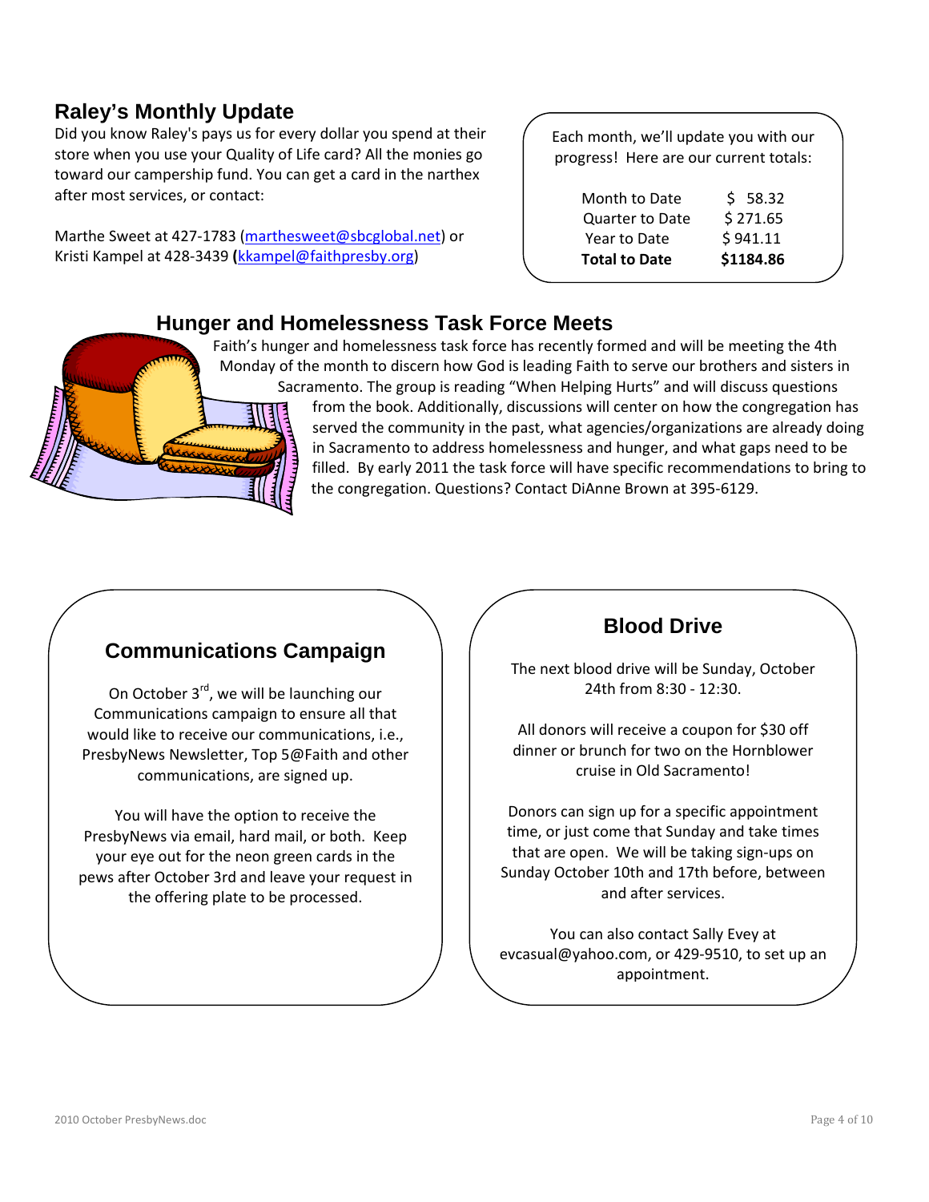## Raley's Monthly Update

Did you know Raley's pays us for every dollar you spend at their store when you use your Quality of Life card? All the monies go toward our campership fund. You can get a card in the narthex after most services, or contact:

Marthe Sweet at 427-1783 (marthesweet@sbcglobal.net) or Kristi Kampel at 428-3439 (kkampel@faithpresby.org)

Each month, we'll update you with our progress! Here are our current totals:

| | |
|---|---|
| Month to Date | $ 58.32 |
| Quarter to Date | $ 271.65 |
| Year to Date | $ 941.11 |
| **Total to Date** | **$1184.86** |

## Hunger and Homelessness Task Force Meets

Faith's hunger and homelessness task force has recently formed and will be meeting the 4th Monday of the month to discern how God is leading Faith to serve our brothers and sisters in Sacramento. The group is reading "When Helping Hurts" and will discuss questions from the book. Additionally, discussions will center on how the congregation has served the community in the past, what agencies/organizations are already doing in Sacramento to address homelessness and hunger, and what gaps need to be filled. By early 2011 the task force will have specific recommendations to bring to the congregation. Questions? Contact DiAnne Brown at 395-6129.

## Communications Campaign

On October 3rd, we will be launching our Communications campaign to ensure all that would like to receive our communications, i.e., PresbyNews Newsletter, Top 5@Faith and other communications, are signed up.

You will have the option to receive the PresbyNews via email, hard mail, or both. Keep your eye out for the neon green cards in the pews after October 3rd and leave your request in the offering plate to be processed.

## Blood Drive

The next blood drive will be Sunday, October 24th from 8:30 - 12:30.

All donors will receive a coupon for $30 off dinner or brunch for two on the Hornblower cruise in Old Sacramento!

Donors can sign up for a specific appointment time, or just come that Sunday and take times that are open. We will be taking sign-ups on Sunday October 10th and 17th before, between and after services.

You can also contact Sally Evey at evcasual@yahoo.com, or 429-9510, to set up an appointment.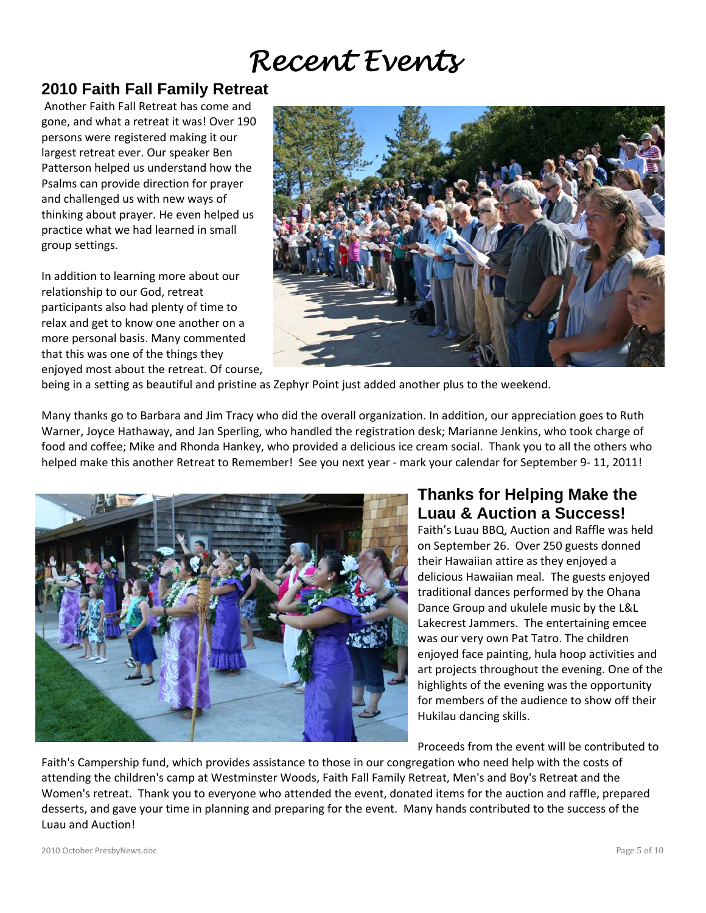# Recent Events

## 2010 Faith Fall Family Retreat

Another Faith Fall Retreat has come and gone, and what a retreat it was! Over 190 persons were registered making it our largest retreat ever. Our speaker Ben Patterson helped us understand how the Psalms can provide direction for prayer and challenged us with new ways of thinking about prayer. He even helped us practice what we had learned in small group settings.

In addition to learning more about our relationship to our God, retreat participants also had plenty of time to relax and get to know one another on a more personal basis. Many commented that this was one of the things they enjoyed most about the retreat. Of course, being in a setting as beautiful and pristine as Zephyr Point just added another plus to the weekend.

Many thanks go to Barbara and Jim Tracy who did the overall organization. In addition, our appreciation goes to Ruth Warner, Joyce Hathaway, and Jan Sperling, who handled the registration desk; Marianne Jenkins, who took charge of food and coffee; Mike and Rhonda Hankey, who provided a delicious ice cream social. Thank you to all the others who helped make this another Retreat to Remember! See you next year - mark your calendar for September 9- 11, 2011!

## Thanks for Helping Make the Luau & Auction a Success!

Faith's Luau BBQ, Auction and Raffle was held on September 26. Over 250 guests donned their Hawaiian attire as they enjoyed a delicious Hawaiian meal. The guests enjoyed traditional dances performed by the Ohana Dance Group and ukulele music by the L&L Lakecrest Jammers. The entertaining emcee was our very own Pat Tatro. The children enjoyed face painting, hula hoop activities and art projects throughout the evening. One of the highlights of the evening was the opportunity for members of the audience to show off their Hukilau dancing skills.

Proceeds from the event will be contributed to Faith's Campership fund, which provides assistance to those in our congregation who need help with the costs of attending the children's camp at Westminster Woods, Faith Fall Family Retreat, Men's and Boy's Retreat and the Women's retreat. Thank you to everyone who attended the event, donated items for the auction and raffle, prepared desserts, and gave your time in planning and preparing for the event. Many hands contributed to the success of the Luau and Auction!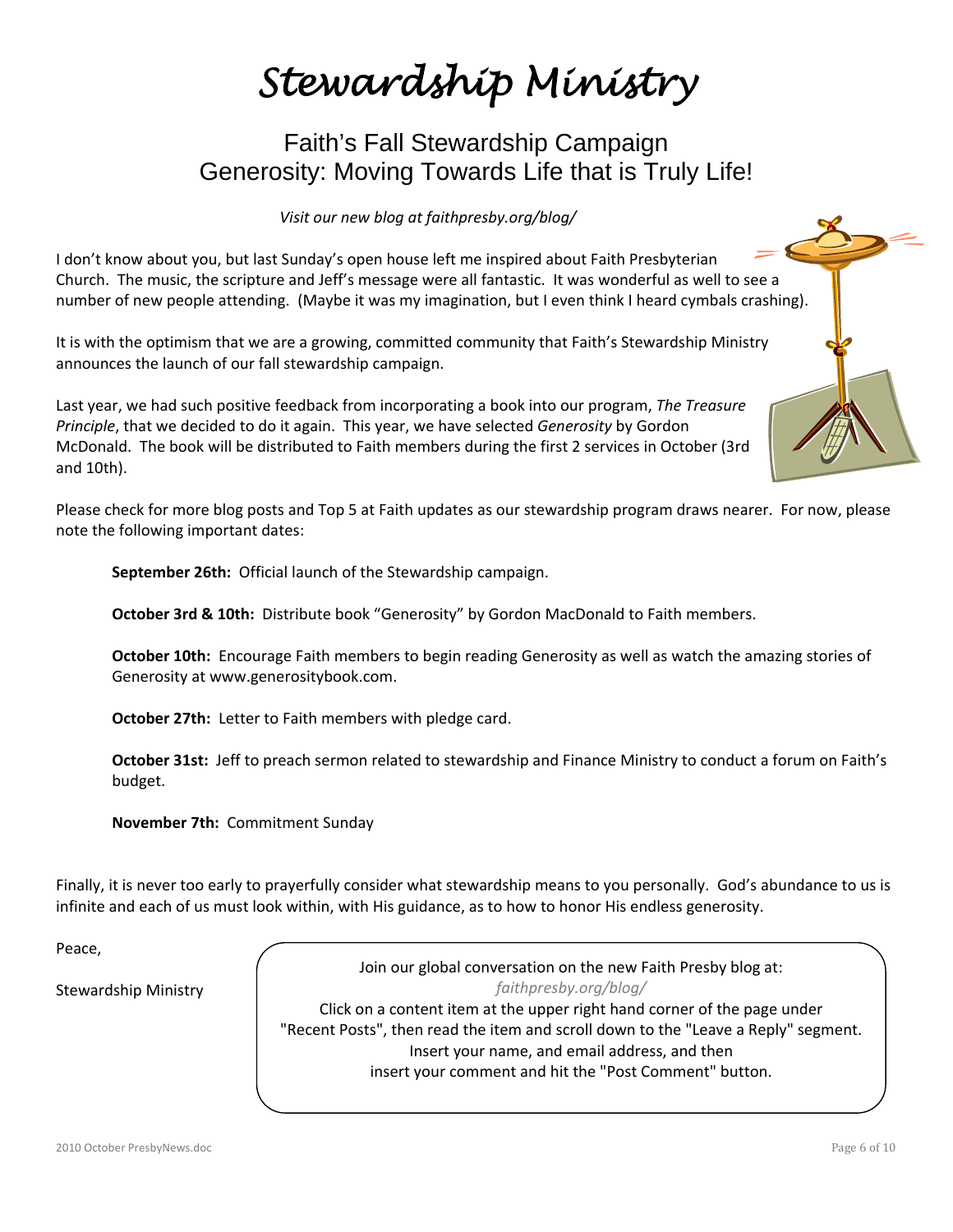# Stewardship Ministry

## Faith's Fall Stewardship Campaign
## Generosity: Moving Towards Life that is Truly Life!

*Visit our new blog at faithpresby.org/blog/*

I don't know about you, but last Sunday's open house left me inspired about Faith Presbyterian Church. The music, the scripture and Jeff's message were all fantastic. It was wonderful as well to see a number of new people attending. (Maybe it was my imagination, but I even think I heard cymbals crashing).

It is with the optimism that we are a growing, committed community that Faith's Stewardship Ministry announces the launch of our fall stewardship campaign.

Last year, we had such positive feedback from incorporating a book into our program, *The Treasure Principle*, that we decided to do it again. This year, we have selected *Generosity* by Gordon McDonald. The book will be distributed to Faith members during the first 2 services in October (3rd and 10th).

Please check for more blog posts and Top 5 at Faith updates as our stewardship program draws nearer. For now, please note the following important dates:

**September 26th:** Official launch of the Stewardship campaign.

**October 3rd & 10th:** Distribute book "Generosity" by Gordon MacDonald to Faith members.

**October 10th:** Encourage Faith members to begin reading Generosity as well as watch the amazing stories of Generosity at www.generositybook.com.

**October 27th:** Letter to Faith members with pledge card.

**October 31st:** Jeff to preach sermon related to stewardship and Finance Ministry to conduct a forum on Faith's budget.

**November 7th:** Commitment Sunday

Finally, it is never too early to prayerfully consider what stewardship means to you personally. God's abundance to us is infinite and each of us must look within, with His guidance, as to how to honor His endless generosity.

Peace,

Stewardship Ministry

Join our global conversation on the new Faith Presby blog at:
*faithpresby.org/blog/*
Click on a content item at the upper right hand corner of the page under "Recent Posts", then read the item and scroll down to the "Leave a Reply" segment. Insert your name, and email address, and then insert your comment and hit the "Post Comment" button.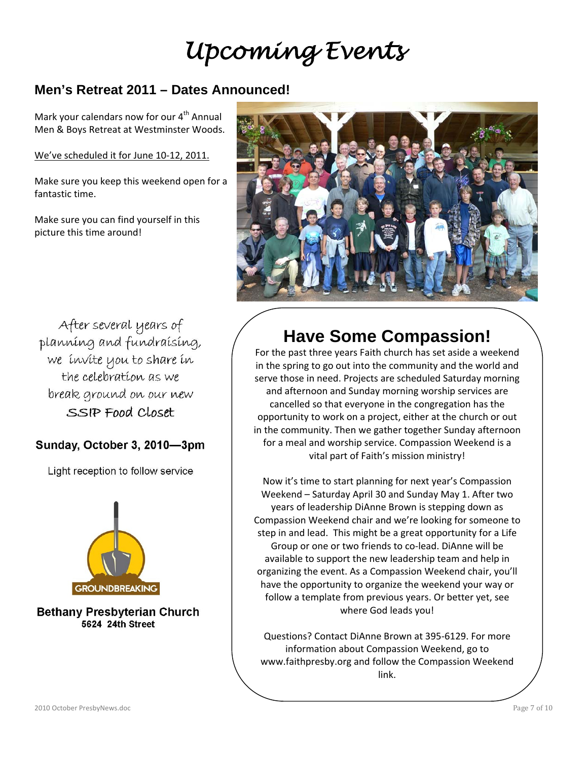# Upcoming Events

## Men's Retreat 2011 – Dates Announced!

Mark your calendars now for our 4th Annual Men & Boys Retreat at Westminster Woods.

We've scheduled it for June 10-12, 2011.

Make sure you keep this weekend open for a fantastic time.

Make sure you can find yourself in this picture this time around!

After several years of planning and fundraising, we invite you to share in the celebration as we break ground on our new SSIP Food Closet

**Sunday, October 3, 2010—3pm**

Light reception to follow service

GROUNDBREAKING

**Bethany Presbyterian Church**
**5624 24th Street**

## Have Some Compassion!

For the past three years Faith church has set aside a weekend in the spring to go out into the community and the world and serve those in need. Projects are scheduled Saturday morning and afternoon and Sunday morning worship services are cancelled so that everyone in the congregation has the opportunity to work on a project, either at the church or out in the community. Then we gather together Sunday afternoon for a meal and worship service. Compassion Weekend is a vital part of Faith's mission ministry!

Now it's time to start planning for next year's Compassion Weekend – Saturday April 30 and Sunday May 1. After two years of leadership DiAnne Brown is stepping down as Compassion Weekend chair and we're looking for someone to step in and lead. This might be a great opportunity for a Life Group or one or two friends to co-lead. DiAnne will be available to support the new leadership team and help in organizing the event. As a Compassion Weekend chair, you'll have the opportunity to organize the weekend your way or follow a template from previous years. Or better yet, see where God leads you!

Questions? Contact DiAnne Brown at 395-6129. For more information about Compassion Weekend, go to www.faithpresby.org and follow the Compassion Weekend link.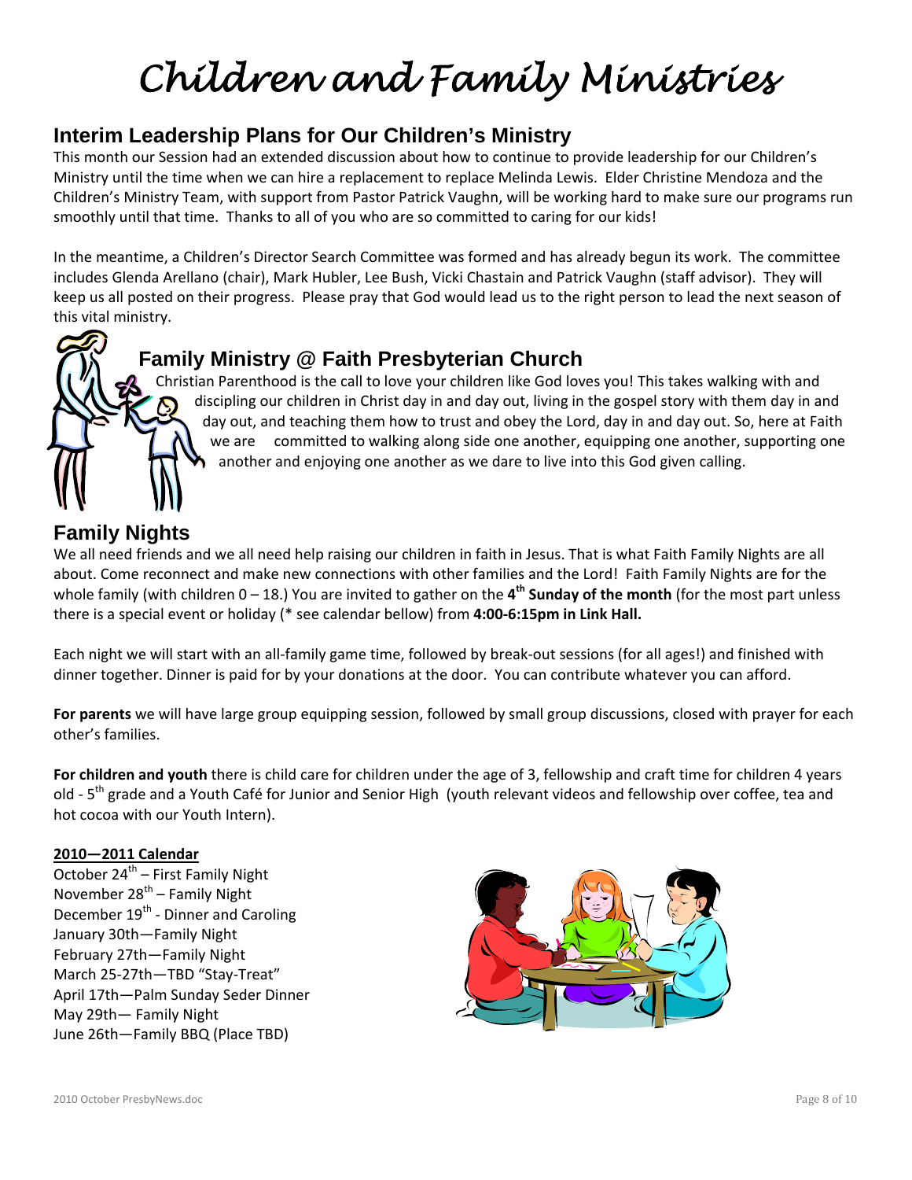# Children and Family Ministries

## Interim Leadership Plans for Our Children's Ministry

This month our Session had an extended discussion about how to continue to provide leadership for our Children's Ministry until the time when we can hire a replacement to replace Melinda Lewis. Elder Christine Mendoza and the Children's Ministry Team, with support from Pastor Patrick Vaughn, will be working hard to make sure our programs run smoothly until that time. Thanks to all of you who are so committed to caring for our kids!

In the meantime, a Children's Director Search Committee was formed and has already begun its work. The committee includes Glenda Arellano (chair), Mark Hubler, Lee Bush, Vicki Chastain and Patrick Vaughn (staff advisor). They will keep us all posted on their progress. Please pray that God would lead us to the right person to lead the next season of this vital ministry.

## Family Ministry @ Faith Presbyterian Church

Christian Parenthood is the call to love your children like God loves you! This takes walking with and discipling our children in Christ day in and day out, living in the gospel story with them day in and day out, and teaching them how to trust and obey the Lord, day in and day out. So, here at Faith we are committed to walking along side one another, equipping one another, supporting one another and enjoying one another as we dare to live into this God given calling.

## Family Nights

We all need friends and we all need help raising our children in faith in Jesus. That is what Faith Family Nights are all about. Come reconnect and make new connections with other families and the Lord! Faith Family Nights are for the whole family (with children 0 – 18.) You are invited to gather on the **4th Sunday of the month** (for the most part unless there is a special event or holiday (* see calendar bellow) from **4:00-6:15pm in Link Hall.**

Each night we will start with an all-family game time, followed by break-out sessions (for all ages!) and finished with dinner together. Dinner is paid for by your donations at the door. You can contribute whatever you can afford.

**For parents** we will have large group equipping session, followed by small group discussions, closed with prayer for each other's families.

**For children and youth** there is child care for children under the age of 3, fellowship and craft time for children 4 years old - 5th grade and a Youth Café for Junior and Senior High (youth relevant videos and fellowship over coffee, tea and hot cocoa with our Youth Intern).

**2010—2011 Calendar**

October 24th – First Family Night
November 28th – Family Night
December 19th - Dinner and Caroling
January 30th—Family Night
February 27th—Family Night
March 25-27th—TBD "Stay-Treat"
April 17th—Palm Sunday Seder Dinner
May 29th— Family Night
June 26th—Family BBQ (Place TBD)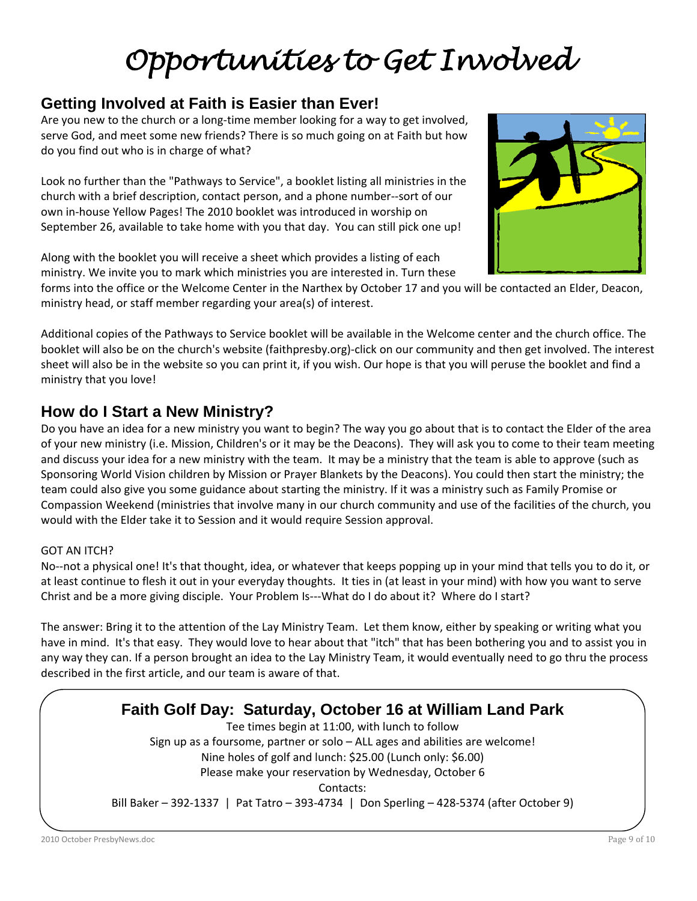# Opportunities to Get Involved

## Getting Involved at Faith is Easier than Ever!

Are you new to the church or a long-time member looking for a way to get involved, serve God, and meet some new friends? There is so much going on at Faith but how do you find out who is in charge of what?

Look no further than the "Pathways to Service", a booklet listing all ministries in the church with a brief description, contact person, and a phone number--sort of our own in-house Yellow Pages! The 2010 booklet was introduced in worship on September 26, available to take home with you that day. You can still pick one up!

Along with the booklet you will receive a sheet which provides a listing of each ministry. We invite you to mark which ministries you are interested in. Turn these forms into the office or the Welcome Center in the Narthex by October 17 and you will be contacted an Elder, Deacon, ministry head, or staff member regarding your area(s) of interest.

Additional copies of the Pathways to Service booklet will be available in the Welcome center and the church office. The booklet will also be on the church's website (faithpresby.org)-click on our community and then get involved. The interest sheet will also be in the website so you can print it, if you wish. Our hope is that you will peruse the booklet and find a ministry that you love!

## How do I Start a New Ministry?

Do you have an idea for a new ministry you want to begin? The way you go about that is to contact the Elder of the area of your new ministry (i.e. Mission, Children's or it may be the Deacons). They will ask you to come to their team meeting and discuss your idea for a new ministry with the team. It may be a ministry that the team is able to approve (such as Sponsoring World Vision children by Mission or Prayer Blankets by the Deacons). You could then start the ministry; the team could also give you some guidance about starting the ministry. If it was a ministry such as Family Promise or Compassion Weekend (ministries that involve many in our church community and use of the facilities of the church, you would with the Elder take it to Session and it would require Session approval.

GOT AN ITCH?

No--not a physical one! It's that thought, idea, or whatever that keeps popping up in your mind that tells you to do it, or at least continue to flesh it out in your everyday thoughts. It ties in (at least in your mind) with how you want to serve Christ and be a more giving disciple. Your Problem Is---What do I do about it? Where do I start?

The answer: Bring it to the attention of the Lay Ministry Team. Let them know, either by speaking or writing what you have in mind. It's that easy. They would love to hear about that "itch" that has been bothering you and to assist you in any way they can. If a person brought an idea to the Lay Ministry Team, it would eventually need to go thru the process described in the first article, and our team is aware of that.

## Faith Golf Day: Saturday, October 16 at William Land Park

Tee times begin at 11:00, with lunch to follow

Sign up as a foursome, partner or solo – ALL ages and abilities are welcome!

Nine holes of golf and lunch: $25.00 (Lunch only: $6.00)

Please make your reservation by Wednesday, October 6

Contacts:

Bill Baker – 392-1337 | Pat Tatro – 393-4734 | Don Sperling – 428-5374 (after October 9)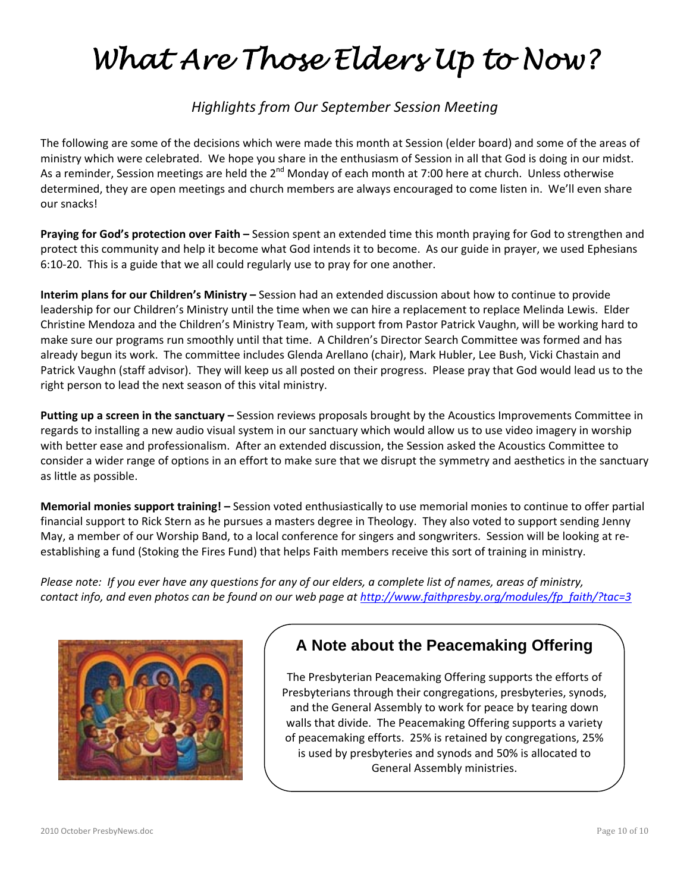# What Are Those Elders Up to Now?

*Highlights from Our September Session Meeting*

The following are some of the decisions which were made this month at Session (elder board) and some of the areas of ministry which were celebrated. We hope you share in the enthusiasm of Session in all that God is doing in our midst. As a reminder, Session meetings are held the 2nd Monday of each month at 7:00 here at church. Unless otherwise determined, they are open meetings and church members are always encouraged to come listen in. We'll even share our snacks!

**Praying for God's protection over Faith –** Session spent an extended time this month praying for God to strengthen and protect this community and help it become what God intends it to become. As our guide in prayer, we used Ephesians 6:10-20. This is a guide that we all could regularly use to pray for one another.

**Interim plans for our Children's Ministry –** Session had an extended discussion about how to continue to provide leadership for our Children's Ministry until the time when we can hire a replacement to replace Melinda Lewis. Elder Christine Mendoza and the Children's Ministry Team, with support from Pastor Patrick Vaughn, will be working hard to make sure our programs run smoothly until that time. A Children's Director Search Committee was formed and has already begun its work. The committee includes Glenda Arellano (chair), Mark Hubler, Lee Bush, Vicki Chastain and Patrick Vaughn (staff advisor). They will keep us all posted on their progress. Please pray that God would lead us to the right person to lead the next season of this vital ministry.

**Putting up a screen in the sanctuary –** Session reviews proposals brought by the Acoustics Improvements Committee in regards to installing a new audio visual system in our sanctuary which would allow us to use video imagery in worship with better ease and professionalism. After an extended discussion, the Session asked the Acoustics Committee to consider a wider range of options in an effort to make sure that we disrupt the symmetry and aesthetics in the sanctuary as little as possible.

**Memorial monies support training! –** Session voted enthusiastically to use memorial monies to continue to offer partial financial support to Rick Stern as he pursues a masters degree in Theology. They also voted to support sending Jenny May, a member of our Worship Band, to a local conference for singers and songwriters. Session will be looking at re-establishing a fund (Stoking the Fires Fund) that helps Faith members receive this sort of training in ministry.

*Please note: If you ever have any questions for any of our elders, a complete list of names, areas of ministry, contact info, and even photos can be found on our web page at http://www.faithpresby.org/modules/fp_faith/?tac=3*

## A Note about the Peacemaking Offering

The Presbyterian Peacemaking Offering supports the efforts of Presbyterians through their congregations, presbyteries, synods, and the General Assembly to work for peace by tearing down walls that divide. The Peacemaking Offering supports a variety of peacemaking efforts. 25% is retained by congregations, 25% is used by presbyteries and synods and 50% is allocated to General Assembly ministries.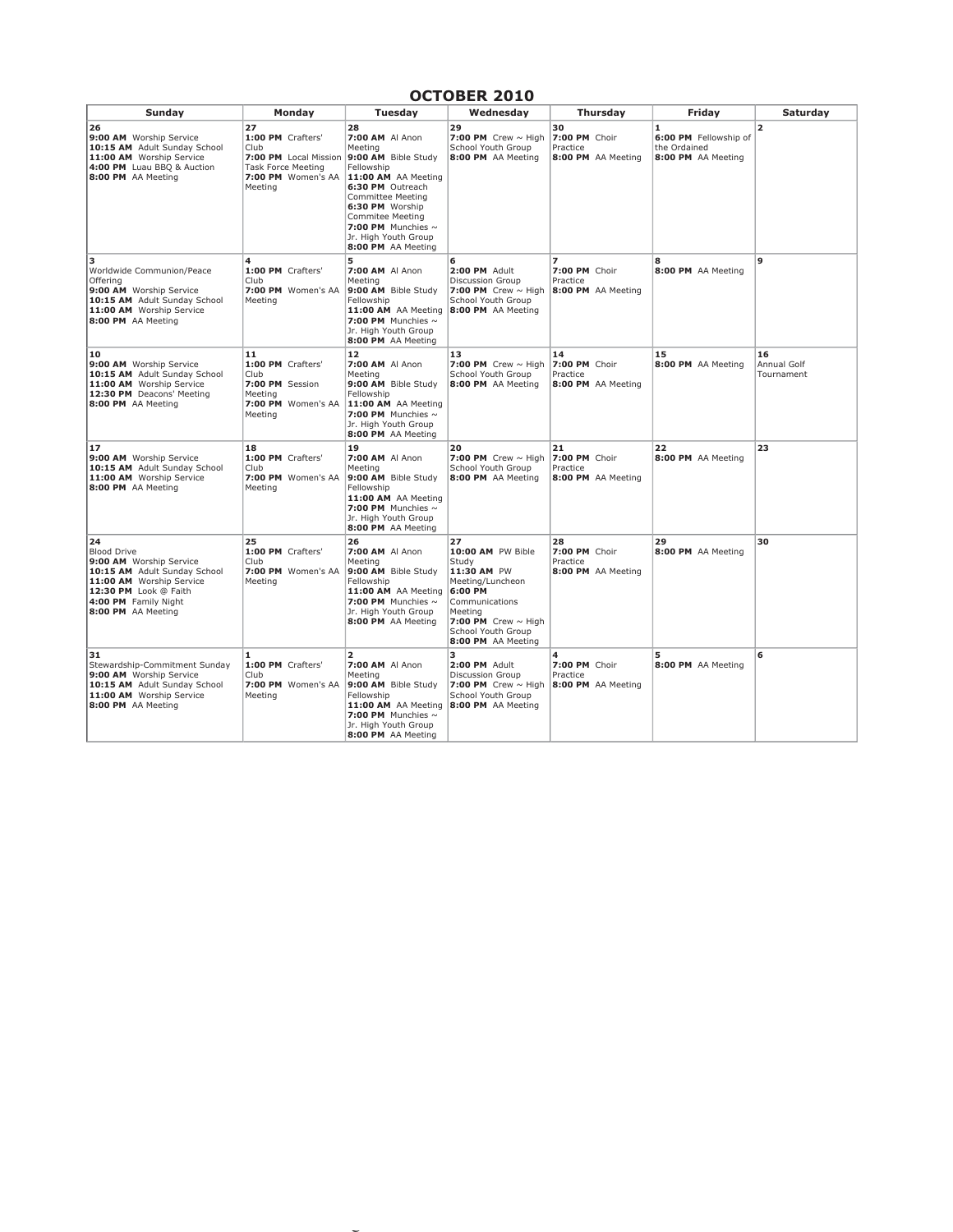# OCTOBER 2010

| Sunday | Monday | Tuesday | Wednesday | Thursday | Friday | Saturday |
|---|---|---|---|---|---|---|
| **26**<br>**9:00 AM** Worship Service<br>**10:15 AM** Adult Sunday School<br>**11:00 AM** Worship Service<br>**4:00 PM** Luau BBQ & Auction<br>**8:00 PM** AA Meeting | **27**<br>**1:00 PM** Crafters' Club<br>**7:00 PM** Local Mission Task Force Meeting<br>**7:00 PM** Women's AA Meeting | **28**<br>**7:00 AM** Al Anon Meeting<br>**9:00 AM** Bible Study Fellowship<br>**11:00 AM** AA Meeting<br>**6:30 PM** Outreach Committee Meeting<br>**6:30 PM** Worship Commitee Meeting<br>**7:00 PM** Munchies ~ Jr. High Youth Group<br>**8:00 PM** AA Meeting | **29**<br>**7:00 PM** Crew ~ High School Youth Group<br>**8:00 PM** AA Meeting | **30**<br>**7:00 PM** Choir Practice<br>**8:00 PM** AA Meeting | **1**<br>**6:00 PM** Fellowship of the Ordained<br>**8:00 PM** AA Meeting | **2** |
| **3**<br>Worldwide Communion/Peace Offering<br>**9:00 AM** Worship Service<br>**10:15 AM** Adult Sunday School<br>**11:00 AM** Worship Service<br>**8:00 PM** AA Meeting | **4**<br>**1:00 PM** Crafters' Club<br>**7:00 PM** Women's AA Meeting | **5**<br>**7:00 AM** Al Anon Meeting<br>**9:00 AM** Bible Study Fellowship<br>**11:00 AM** AA Meeting<br>**7:00 PM** Munchies ~ Jr. High Youth Group<br>**8:00 PM** AA Meeting | **6**<br>**2:00 PM** Adult Discussion Group<br>**7:00 PM** Crew ~ High School Youth Group<br>**8:00 PM** AA Meeting | **7**<br>**7:00 PM** Choir Practice<br>**8:00 PM** AA Meeting | **8**<br>**8:00 PM** AA Meeting | **9** |
| **10**<br>**9:00 AM** Worship Service<br>**10:15 AM** Adult Sunday School<br>**11:00 AM** Worship Service<br>**12:30 PM** Deacons' Meeting<br>**8:00 PM** AA Meeting | **11**<br>**1:00 PM** Crafters' Club<br>**7:00 PM** Session Meeting<br>**7:00 PM** Women's AA Meeting | **12**<br>**7:00 AM** Al Anon Meeting<br>**9:00 AM** Bible Study Fellowship<br>**11:00 AM** AA Meeting<br>**7:00 PM** Munchies ~ Jr. High Youth Group<br>**8:00 PM** AA Meeting | **13**<br>**7:00 PM** Crew ~ High School Youth Group<br>**8:00 PM** AA Meeting | **14**<br>**7:00 PM** Choir Practice<br>**8:00 PM** AA Meeting | **15**<br>**8:00 PM** AA Meeting | **16**<br>Annual Golf Tournament |
| **17**<br>**9:00 AM** Worship Service<br>**10:15 AM** Adult Sunday School<br>**11:00 AM** Worship Service<br>**8:00 PM** AA Meeting | **18**<br>**1:00 PM** Crafters' Club<br>**7:00 PM** Women's AA Meeting | **19**<br>**7:00 AM** Al Anon Meeting<br>**9:00 AM** Bible Study Fellowship<br>**11:00 AM** AA Meeting<br>**7:00 PM** Munchies ~ Jr. High Youth Group<br>**8:00 PM** AA Meeting | **20**<br>**7:00 PM** Crew ~ High School Youth Group<br>**8:00 PM** AA Meeting | **21**<br>**7:00 PM** Choir Practice<br>**8:00 PM** AA Meeting | **22**<br>**8:00 PM** AA Meeting | **23** |
| **24**<br>Blood Drive<br>**9:00 AM** Worship Service<br>**10:15 AM** Adult Sunday School<br>**11:00 AM** Worship Service<br>**12:30 PM** Look @ Faith<br>**4:00 PM** Family Night<br>**8:00 PM** AA Meeting | **25**<br>**1:00 PM** Crafters' Club<br>**7:00 PM** Women's AA Meeting | **26**<br>**7:00 AM** Al Anon Meeting<br>**9:00 AM** Bible Study Fellowship<br>**11:00 AM** AA Meeting<br>**7:00 PM** Munchies ~ Jr. High Youth Group<br>**8:00 PM** AA Meeting | **27**<br>**10:00 AM** PW Bible Study<br>**11:30 AM** PW Meeting/Luncheon<br>**6:00 PM** Communications Meeting<br>**7:00 PM** Crew ~ High School Youth Group<br>**8:00 PM** AA Meeting | **28**<br>**7:00 PM** Choir Practice<br>**8:00 PM** AA Meeting | **29**<br>**8:00 PM** AA Meeting | **30** |
| **31**<br>Stewardship-Commitment Sunday<br>**9:00 AM** Worship Service<br>**10:15 AM** Adult Sunday School<br>**11:00 AM** Worship Service<br>**8:00 PM** AA Meeting | **1**<br>**1:00 PM** Crafters' Club<br>**7:00 PM** Women's AA Meeting | **2**<br>**7:00 AM** Al Anon Meeting<br>**9:00 AM** Bible Study Fellowship<br>**11:00 AM** AA Meeting<br>**7:00 PM** Munchies ~ Jr. High Youth Group<br>**8:00 PM** AA Meeting | **3**<br>**2:00 PM** Adult Discussion Group<br>**7:00 PM** Crew ~ High School Youth Group<br>**8:00 PM** AA Meeting | **4**<br>**7:00 PM** Choir Practice<br>**8:00 PM** AA Meeting | **5**<br>**8:00 PM** AA Meeting | **6** |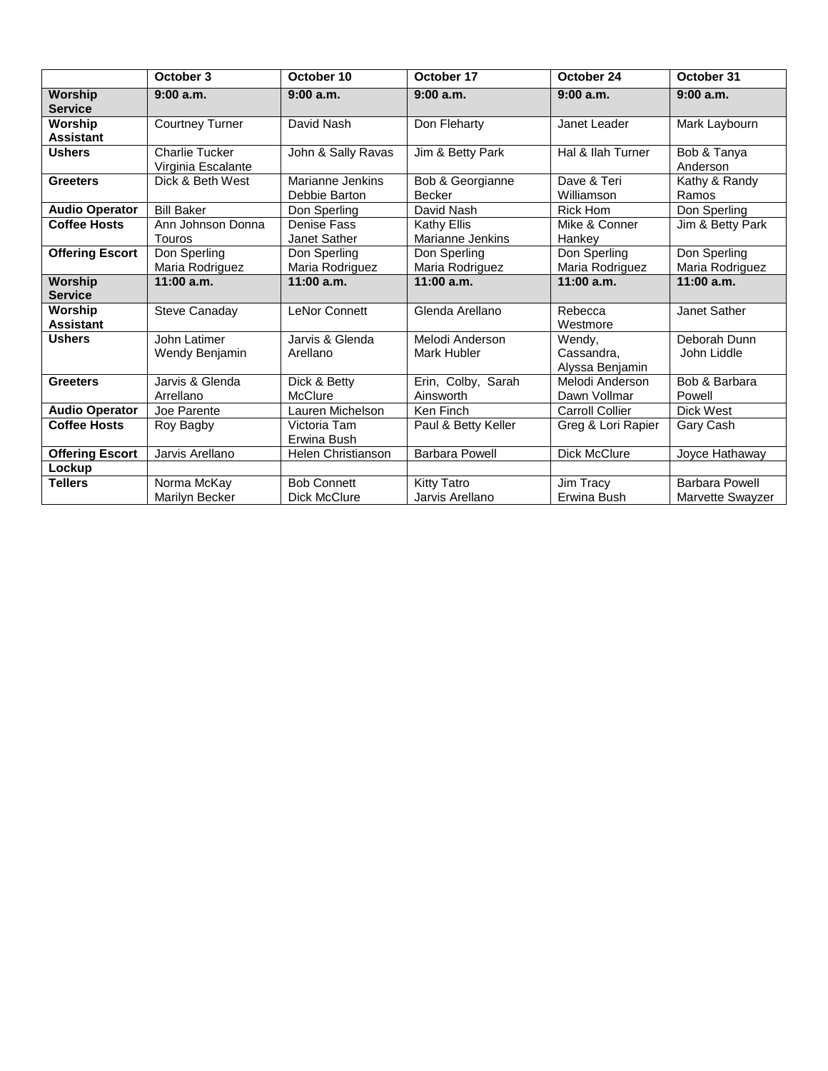| | October 3 | October 10 | October 17 | October 24 | October 31 |
|---|---|---|---|---|---|
| **Worship Service** | **9:00 a.m.** | **9:00 a.m.** | **9:00 a.m.** | **9:00 a.m.** | **9:00 a.m.** |
| **Worship Assistant** | Courtney Turner | David Nash | Don Fleharty | Janet Leader | Mark Laybourn |
| **Ushers** | Charlie Tucker Virginia Escalante | John & Sally Ravas | Jim & Betty Park | Hal & Ilah Turner | Bob & Tanya Anderson |
| **Greeters** | Dick & Beth West | Marianne Jenkins Debbie Barton | Bob & Georgianne Becker | Dave & Teri Williamson | Kathy & Randy Ramos |
| **Audio Operator** | Bill Baker | Don Sperling | David Nash | Rick Hom | Don Sperling |
| **Coffee Hosts** | Ann Johnson Donna Touros | Denise Fass Janet Sather | Kathy Ellis Marianne Jenkins | Mike & Conner Hankey | Jim & Betty Park |
| **Offering Escort** | Don Sperling Maria Rodriguez | Don Sperling Maria Rodriguez | Don Sperling Maria Rodriguez | Don Sperling Maria Rodriguez | Don Sperling Maria Rodriguez |
| **Worship Service** | **11:00 a.m.** | **11:00 a.m.** | **11:00 a.m.** | **11:00 a.m.** | **11:00 a.m.** |
| **Worship Assistant** | Steve Canaday | LeNor Connett | Glenda Arellano | Rebecca Westmore | Janet Sather |
| **Ushers** | John Latimer Wendy Benjamin | Jarvis & Glenda Arellano | Melodi Anderson Mark Hubler | Wendy, Cassandra, Alyssa Benjamin | Deborah Dunn John Liddle |
| **Greeters** | Jarvis & Glenda Arrellano | Dick & Betty McClure | Erin, Colby, Sarah Ainsworth | Melodi Anderson Dawn Vollmar | Bob & Barbara Powell |
| **Audio Operator** | Joe Parente | Lauren Michelson | Ken Finch | Carroll Collier | Dick West |
| **Coffee Hosts** | Roy Bagby | Victoria Tam Erwina Bush | Paul & Betty Keller | Greg & Lori Rapier | Gary Cash |
| **Offering Escort** | Jarvis Arellano | Helen Christianson | Barbara Powell | Dick McClure | Joyce Hathaway |
| **Lockup** | | | | | |
| **Tellers** | Norma McKay Marilyn Becker | Bob Connett Dick McClure | Kitty Tatro Jarvis Arellano | Jim Tracy Erwina Bush | Barbara Powell Marvette Swayzer |